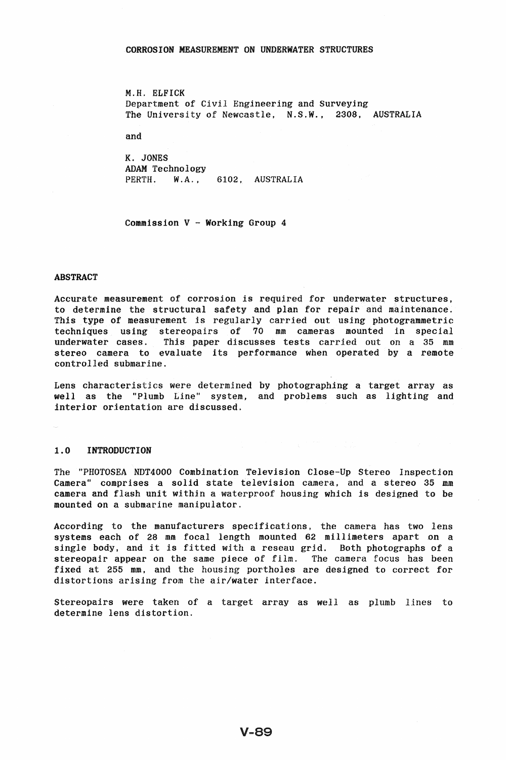# CORROSION MEASUREMENT ON UNDERWATER STRUCTURES

M.H. ELFICK
Department of Civil Engineering and Surveying
The University of Newcastle, N.S.W., 2308, AUSTRALIA

and

K. JONES
ADAM Technology
PERTH. W.A., 6102, AUSTRALIA

Commission V - Working Group 4

## ABSTRACT

Accurate measurement of corrosion is required for underwater structures, to determine the structural safety and plan for repair and maintenance. This type of measurement is regularly carried out using photogrammetric techniques using stereopairs of 70 mm cameras mounted in special underwater cases. This paper discusses tests carried out on a 35 mm stereo camera to evaluate its performance when operated by a remote controlled submarine.

Lens characteristics were determined by photographing a target array as well as the "Plumb Line" system, and problems such as lighting and interior orientation are discussed.

## 1.0 INTRODUCTION

The "PHOTOSEA NDT4000 Combination Television Close-Up Stereo Inspection Camera" comprises a solid state television camera, and a stereo 35 mm camera and flash unit within a waterproof housing which is designed to be mounted on a submarine manipulator.

According to the manufacturers specifications, the camera has two lens systems each of 28 mm focal length mounted 62 millimeters apart on a single body, and it is fitted with a reseau grid. Both photographs of a stereopair appear on the same piece of film. The camera focus has been fixed at 255 mm, and the housing portholes are designed to correct for distortions arising from the air/water interface.

Stereopairs were taken of a target array as well as plumb lines to determine lens distortion.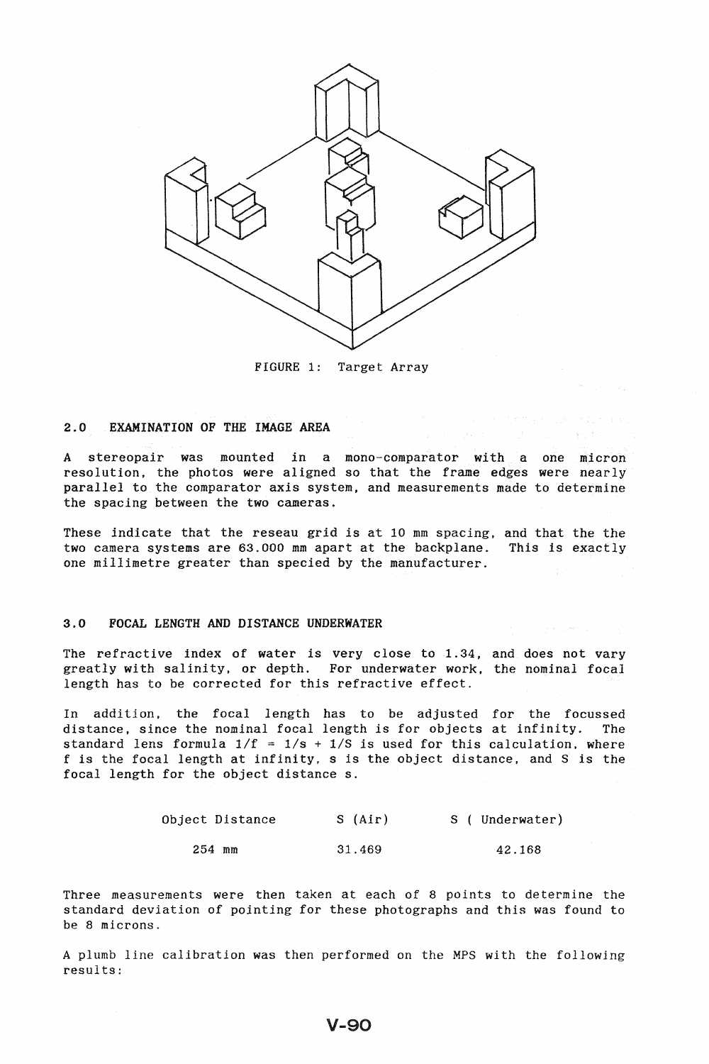FIGURE 1: Target Array

## 2.0 EXAMINATION OF THE IMAGE AREA

A stereopair was mounted in a mono-comparator with a one micron resolution, the photos were aligned so that the frame edges were nearly parallel to the comparator axis system, and measurements made to determine the spacing between the two cameras.

These indicate that the reseau grid is at 10 mm spacing, and that the the two camera systems are 63.000 mm apart at the backplane. This is exactly one millimetre greater than specied by the manufacturer.

## 3.0 FOCAL LENGTH AND DISTANCE UNDERWATER

The refractive index of water is very close to 1.34, and does not vary greatly with salinity, or depth. For underwater work, the nominal focal length has to be corrected for this refractive effect.

In addition, the focal length has to be adjusted for the focussed distance, since the nominal focal length is for objects at infinity. The standard lens formula $1/f = 1/s + 1/S$ is used for this calculation, where f is the focal length at infinity, s is the object distance, and S is the focal length for the object distance s.

| Object Distance | S (Air) | S ( Underwater) |
|---|---|---|
| 254 mm | 31.469 | 42.168 |

Three measurements were then taken at each of 8 points to determine the standard deviation of pointing for these photographs and this was found to be 8 microns.

A plumb line calibration was then performed on the MPS with the following results: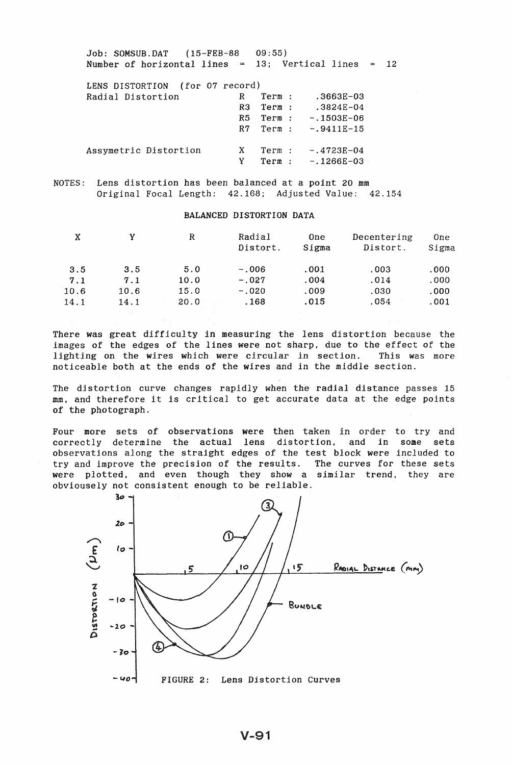```
Job: SOMSUB.DAT   (15-FEB-88   09:55)
Number of horizontal lines  =  13;  Vertical lines  =  12

LENS DISTORTION  (for 07 record)
Radial Distortion              R   Term :     .3663E-03
                               R3  Term :     .3824E-04
                               R5  Term :    -.1503E-06
                               R7  Term :    -.9411E-15

Assymetric Distortion          X   Term :    -.4723E-04
                               Y   Term :    -.1266E-03
```

NOTES: Lens distortion has been balanced at a point 20 mm
Original Focal Length: 42.168; Adjusted Value: 42.154

BALANCED DISTORTION DATA

| X | Y | R | Radial Distort. | One Sigma | Decentering Distort. | One Sigma |
|---|---|---|---|---|---|---|
| 3.5 | 3.5 | 5.0 | -.006 | .001 | .003 | .000 |
| 7.1 | 7.1 | 10.0 | -.027 | .004 | .014 | .000 |
| 10.6 | 10.6 | 15.0 | -.020 | .009 | .030 | .000 |
| 14.1 | 14.1 | 20.0 | .168 | .015 | .054 | .001 |

There was great difficulty in measuring the lens distortion because the images of the edges of the lines were not sharp, due to the effect of the lighting on the wires which were circular in section. This was more noticeable both at the ends of the wires and in the middle section.

The distortion curve changes rapidly when the radial distance passes 15 mm, and therefore it is critical to get accurate data at the edge points of the photograph.

Four more sets of observations were then taken in order to try and correctly determine the actual lens distortion, and in some sets observations along the straight edges of the test block were included to try and improve the precision of the results. The curves for these sets were plotted, and even though they show a similar trend, they are obviousely not consistent enough to be reliable.

FIGURE 2: Lens Distortion Curves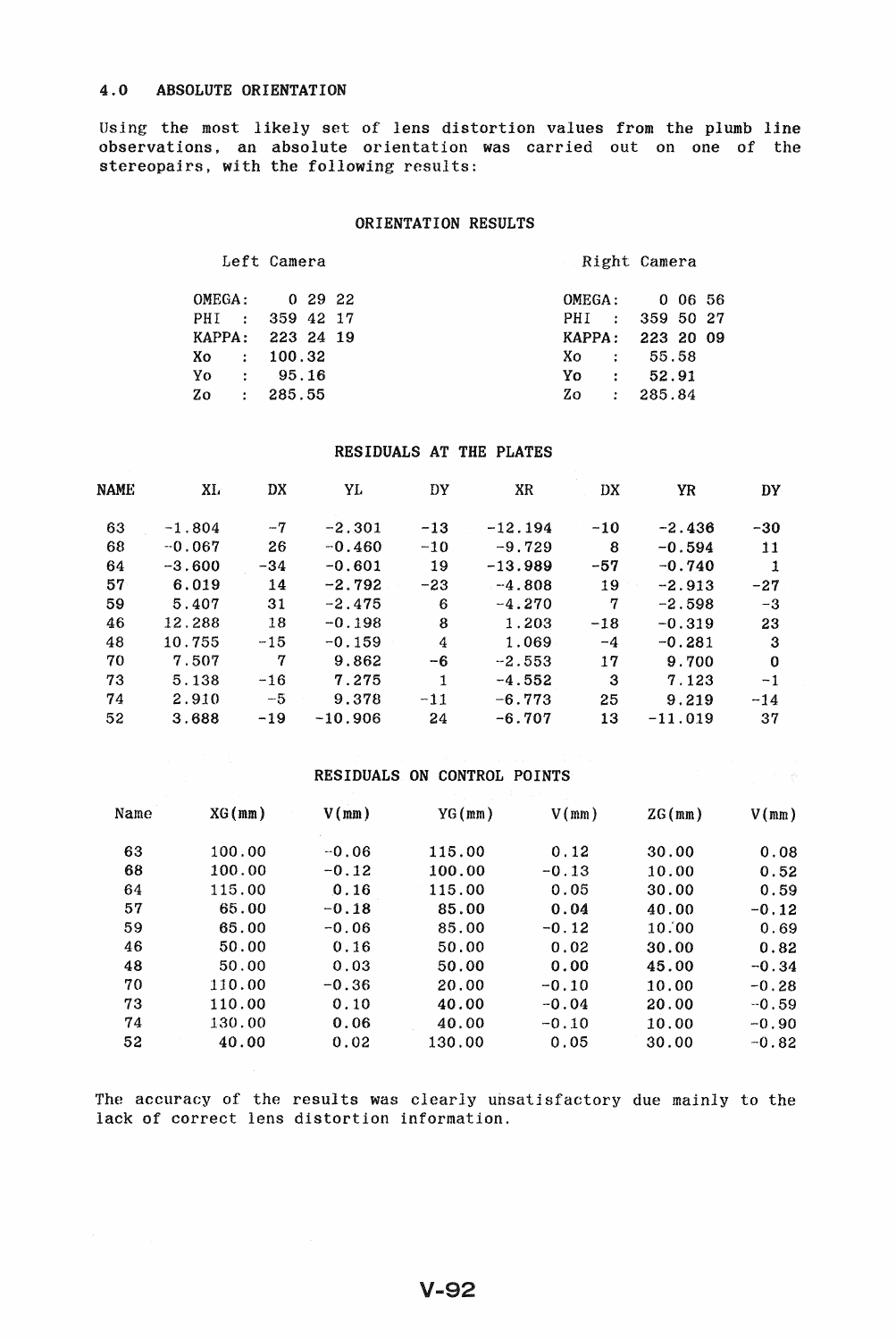## 4.0 ABSOLUTE ORIENTATION

Using the most likely set of lens distortion values from the plumb line observations, an absolute orientation was carried out on one of the stereopairs, with the following results:

### ORIENTATION RESULTS

| Left Camera | | Right Camera | |
|---|---|---|---|
| OMEGA: | 0 29 22 | OMEGA: | 0 06 56 |
| PHI : | 359 42 17 | PHI : | 359 50 27 |
| KAPPA: | 223 24 19 | KAPPA: | 223 20 09 |
| Xo : | 100.32 | Xo : | 55.58 |
| Yo : | 95.16 | Yo : | 52.91 |
| Zo : | 285.55 | Zo : | 285.84 |

### RESIDUALS AT THE PLATES

| NAME | XL | DX | YL | DY | XR | DX | YR | DY |
|---|---|---|---|---|---|---|---|---|
| 63 | -1.804 | -7 | -2.301 | -13 | -12.194 | -10 | -2.436 | -30 |
| 68 | -0.067 | 26 | -0.460 | -10 | -9.729 | 8 | -0.594 | 11 |
| 64 | -3.600 | -34 | -0.601 | 19 | -13.989 | -57 | -0.740 | 1 |
| 57 | 6.019 | 14 | -2.792 | -23 | -4.808 | 19 | -2.913 | -27 |
| 59 | 5.407 | 31 | -2.475 | 6 | -4.270 | 7 | -2.598 | -3 |
| 46 | 12.288 | 18 | -0.198 | 8 | 1.203 | -18 | -0.319 | 23 |
| 48 | 10.755 | -15 | -0.159 | 4 | 1.069 | -4 | -0.281 | 3 |
| 70 | 7.507 | 7 | 9.862 | -6 | -2.553 | 17 | 9.700 | 0 |
| 73 | 5.138 | -16 | 7.275 | 1 | -4.552 | 3 | 7.123 | -1 |
| 74 | 2.910 | -5 | 9.378 | -11 | -6.773 | 25 | 9.219 | -14 |
| 52 | 3.688 | -19 | -10.906 | 24 | -6.707 | 13 | -11.019 | 37 |

### RESIDUALS ON CONTROL POINTS

| Name | XG(mm) | V(mm) | YG(mm) | V(mm) | ZG(mm) | V(mm) |
|---|---|---|---|---|---|---|
| 63 | 100.00 | -0.06 | 115.00 | 0.12 | 30.00 | 0.08 |
| 68 | 100.00 | -0.12 | 100.00 | -0.13 | 10.00 | 0.52 |
| 64 | 115.00 | 0.16 | 115.00 | 0.05 | 30.00 | 0.59 |
| 57 | 65.00 | -0.18 | 85.00 | 0.04 | 40.00 | -0.12 |
| 59 | 65.00 | -0.06 | 85.00 | -0.12 | 10.00 | 0.69 |
| 46 | 50.00 | 0.16 | 50.00 | 0.02 | 30.00 | 0.82 |
| 48 | 50.00 | 0.03 | 50.00 | 0.00 | 45.00 | -0.34 |
| 70 | 110.00 | -0.36 | 20.00 | -0.10 | 10.00 | -0.28 |
| 73 | 110.00 | 0.10 | 40.00 | -0.04 | 20.00 | -0.59 |
| 74 | 130.00 | 0.06 | 40.00 | -0.10 | 10.00 | -0.90 |
| 52 | 40.00 | 0.02 | 130.00 | 0.05 | 30.00 | -0.82 |

The accuracy of the results was clearly unsatisfactory due mainly to the lack of correct lens distortion information.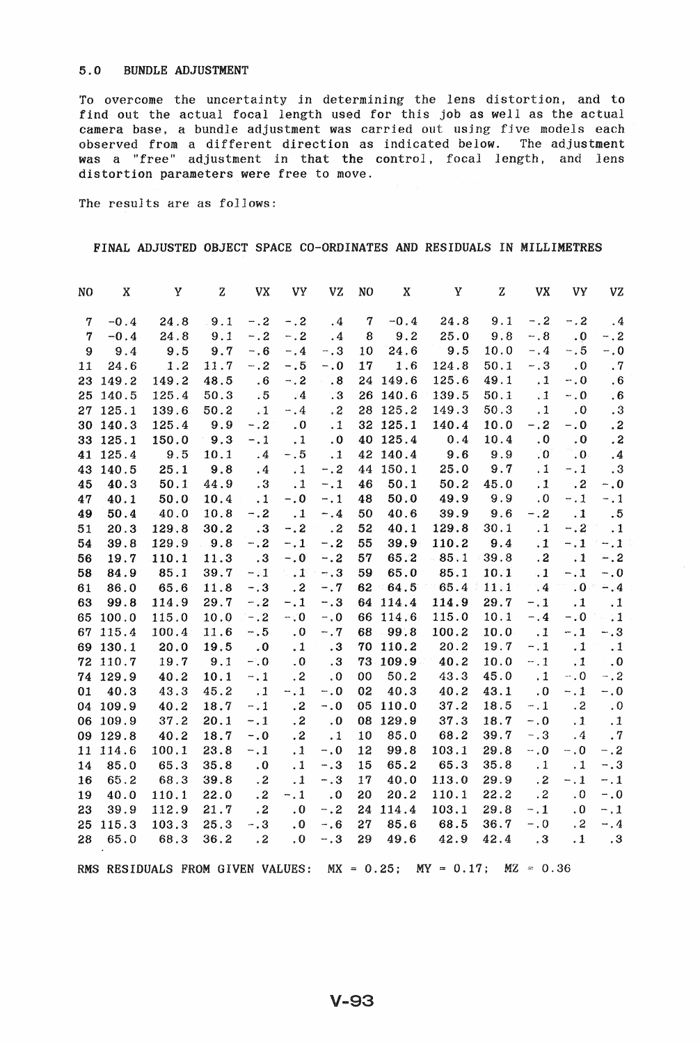## 5.0 BUNDLE ADJUSTMENT

To overcome the uncertainty in determining the lens distortion, and to find out the actual focal length used for this job as well as the actual camera base, a bundle adjustment was carried out using five models each observed from a different direction as indicated below. The adjustment was a "free" adjustment in that the control, focal length, and lens distortion parameters were free to move.

The results are as follows:

### FINAL ADJUSTED OBJECT SPACE CO-ORDINATES AND RESIDUALS IN MILLIMETRES

| NO | X | Y | Z | VX | VY | VZ | NO | X | Y | Z | VX | VY | VZ |
|---|---|---|---|---|---|---|---|---|---|---|---|---|---|
| 7 | -0.4 | 24.8 | 9.1 | -.2 | -.2 | .4 | 7 | -0.4 | 24.8 | 9.1 | -.2 | -.2 | .4 |
| 7 | -0.4 | 24.8 | 9.1 | -.2 | -.2 | .4 | 8 | 9.2 | 25.0 | 9.8 | -.8 | .0 | -.2 |
| 9 | 9.4 | 9.5 | 9.7 | -.6 | -.4 | -.3 | 10 | 24.6 | 9.5 | 10.0 | -.4 | -.5 | -.0 |
| 11 | 24.6 | 1.2 | 11.7 | -.2 | -.5 | -.0 | 17 | 1.6 | 124.8 | 50.1 | -.3 | .0 | .7 |
| 23 | 149.2 | 149.2 | 48.5 | .6 | -.2 | .8 | 24 | 149.6 | 125.6 | 49.1 | .1 | -.0 | .6 |
| 25 | 140.5 | 125.4 | 50.3 | .5 | .4 | .3 | 26 | 140.6 | 139.5 | 50.1 | .1 | -.0 | .6 |
| 27 | 125.1 | 139.6 | 50.2 | .1 | -.4 | .2 | 28 | 125.2 | 149.3 | 50.3 | .1 | .0 | .3 |
| 30 | 140.3 | 125.4 | 9.9 | -.2 | .0 | .1 | 32 | 125.1 | 140.4 | 10.0 | -.2 | -.0 | .2 |
| 33 | 125.1 | 150.0 | 9.3 | -.1 | .1 | .0 | 40 | 125.4 | 0.4 | 10.4 | .0 | .0 | .2 |
| 41 | 125.4 | 9.5 | 10.1 | .4 | -.5 | .1 | 42 | 140.4 | 9.6 | 9.9 | .0 | .0 | .4 |
| 43 | 140.5 | 25.1 | 9.8 | .4 | .1 | -.2 | 44 | 150.1 | 25.0 | 9.7 | .1 | -.1 | .3 |
| 45 | 40.3 | 50.1 | 44.9 | .3 | .1 | -.1 | 46 | 50.1 | 50.2 | 45.0 | .1 | .2 | -.0 |
| 47 | 40.1 | 50.0 | 10.4 | .1 | -.0 | -.1 | 48 | 50.0 | 49.9 | 9.9 | .0 | -.1 | -.1 |
| 49 | 50.4 | 40.0 | 10.8 | -.2 | .1 | -.4 | 50 | 40.6 | 39.9 | 9.6 | -.2 | .1 | .5 |
| 51 | 20.3 | 129.8 | 30.2 | .3 | -.2 | .2 | 52 | 40.1 | 129.8 | 30.1 | .1 | -.2 | .1 |
| 54 | 39.8 | 129.9 | 9.8 | -.2 | -.1 | -.2 | 55 | 39.9 | 110.2 | 9.4 | .1 | -.1 | -.1 |
| 56 | 19.7 | 110.1 | 11.3 | .3 | -.0 | -.2 | 57 | 65.2 | 85.1 | 39.8 | .2 | .1 | -.2 |
| 58 | 84.9 | 85.1 | 39.7 | -.1 | .1 | -.3 | 59 | 65.0 | 85.1 | 10.1 | .1 | -.1 | -.0 |
| 61 | 86.0 | 65.6 | 11.8 | -.3 | .2 | -.7 | 62 | 64.5 | 65.4 | 11.1 | .4 | .0 | -.4 |
| 63 | 99.8 | 114.9 | 29.7 | -.2 | -.1 | -.3 | 64 | 114.4 | 114.9 | 29.7 | -.1 | .1 | .1 |
| 65 | 100.0 | 115.0 | 10.0 | -.2 | -.0 | -.0 | 66 | 114.6 | 115.0 | 10.1 | -.4 | -.0 | .1 |
| 67 | 115.4 | 100.4 | 11.6 | -.5 | .0 | -.7 | 68 | 99.8 | 100.2 | 10.0 | .1 | -.1 | -.3 |
| 69 | 130.1 | 20.0 | 19.5 | .0 | .1 | .3 | 70 | 110.2 | 20.2 | 19.7 | -.1 | .1 | .1 |
| 72 | 110.7 | 19.7 | 9.1 | -.0 | .0 | .3 | 73 | 109.9 | 40.2 | 10.0 | -.1 | .1 | .0 |
| 74 | 129.9 | 40.2 | 10.1 | -.1 | .2 | .0 | 00 | 50.2 | 43.3 | 45.0 | .1 | -.0 | -.2 |
| 01 | 40.3 | 43.3 | 45.2 | .1 | -.1 | -.0 | 02 | 40.3 | 40.2 | 43.1 | .0 | -.1 | -.0 |
| 04 | 109.9 | 40.2 | 18.7 | -.1 | .2 | -.0 | 05 | 110.0 | 37.2 | 18.5 | -.1 | .2 | .0 |
| 06 | 109.9 | 37.2 | 20.1 | -.1 | .2 | .0 | 08 | 129.9 | 37.3 | 18.7 | -.0 | .1 | .1 |
| 09 | 129.8 | 40.2 | 18.7 | -.0 | .2 | .1 | 10 | 85.0 | 68.2 | 39.7 | -.3 | .4 | .7 |
| 11 | 114.6 | 100.1 | 23.8 | -.1 | .1 | -.0 | 12 | 99.8 | 103.1 | 29.8 | -.0 | -.0 | -.2 |
| 14 | 85.0 | 65.3 | 35.8 | .0 | .1 | -.3 | 15 | 65.2 | 65.3 | 35.8 | .1 | .1 | -.3 |
| 16 | 65.2 | 68.3 | 39.8 | .2 | .1 | -.3 | 17 | 40.0 | 113.0 | 29.9 | .2 | -.1 | -.1 |
| 19 | 40.0 | 110.1 | 22.0 | .2 | -.1 | .0 | 20 | 20.2 | 110.1 | 22.2 | .2 | .0 | -.0 |
| 23 | 39.9 | 112.9 | 21.7 | .2 | .0 | -.2 | 24 | 114.4 | 103.1 | 29.8 | -.1 | .0 | -.1 |
| 25 | 115.3 | 103.3 | 25.3 | -.3 | .0 | -.6 | 27 | 85.6 | 68.5 | 36.7 | -.0 | .2 | -.4 |
| 28 | 65.0 | 68.3 | 36.2 | .2 | .0 | -.3 | 29 | 49.6 | 42.9 | 42.4 | .3 | .1 | .3 |

RMS RESIDUALS FROM GIVEN VALUES: MX = 0.25; MY = 0.17; MZ = 0.36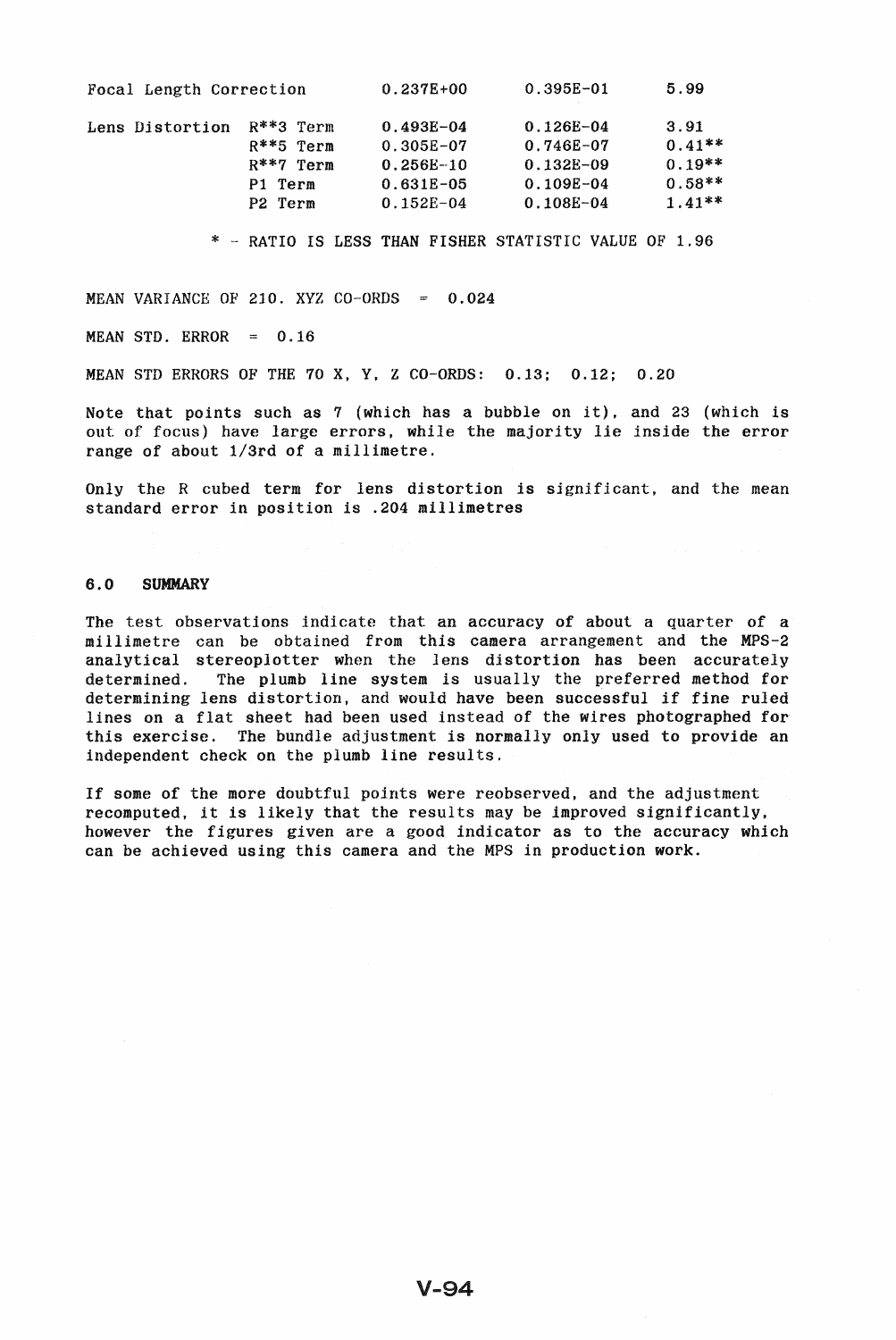| | | | | |
|---|---|---|---|---|
| Focal Length Correction | | 0.237E+00 | 0.395E-01 | 5.99 |
| Lens Distortion | R**3 Term | 0.493E-04 | 0.126E-04 | 3.91 |
| | R**5 Term | 0.305E-07 | 0.746E-07 | 0.41** |
| | R**7 Term | 0.256E-10 | 0.132E-09 | 0.19** |
| | P1 Term | 0.631E-05 | 0.109E-04 | 0.58** |
| | P2 Term | 0.152E-04 | 0.108E-04 | 1.41** |

\* - RATIO IS LESS THAN FISHER STATISTIC VALUE OF 1.96

MEAN VARIANCE OF 210. XYZ CO-ORDS = 0.024

MEAN STD. ERROR = 0.16

MEAN STD ERRORS OF THE 70 X, Y, Z CO-ORDS: 0.13; 0.12; 0.20

Note that points such as 7 (which has a bubble on it), and 23 (which is out of focus) have large errors, while the majority lie inside the error range of about 1/3rd of a millimetre.

Only the R cubed term for lens distortion is significant, and the mean standard error in position is .204 millimetres

## 6.0 SUMMARY

The test observations indicate that an accuracy of about a quarter of a millimetre can be obtained from this camera arrangement and the MPS-2 analytical stereoplotter when the lens distortion has been accurately determined. The plumb line system is usually the preferred method for determining lens distortion, and would have been successful if fine ruled lines on a flat sheet had been used instead of the wires photographed for this exercise. The bundle adjustment is normally only used to provide an independent check on the plumb line results.

If some of the more doubtful points were reobserved, and the adjustment recomputed, it is likely that the results may be improved significantly, however the figures given are a good indicator as to the accuracy which can be achieved using this camera and the MPS in production work.